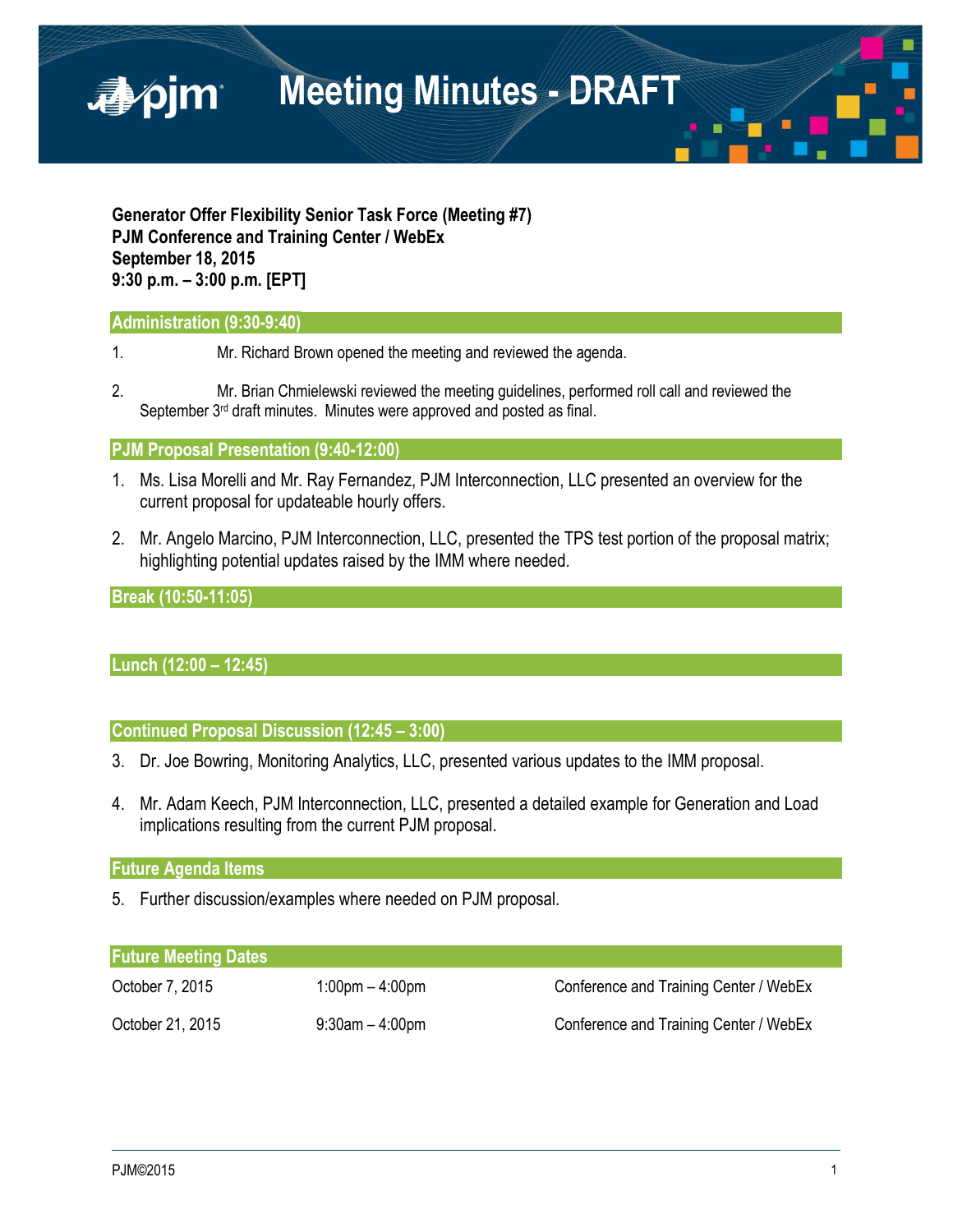# Meeting Minutes - DRAFT

**Generator Offer Flexibility Senior Task Force (Meeting #7)**
**PJM Conference and Training Center / WebEx**
**September 18, 2015**
**9:30 p.m. – 3:00 p.m. [EPT]**

## Administration (9:30-9:40)

1. Mr. Richard Brown opened the meeting and reviewed the agenda.

2. Mr. Brian Chmielewski reviewed the meeting guidelines, performed roll call and reviewed the September 3rd draft minutes. Minutes were approved and posted as final.

## PJM Proposal Presentation (9:40-12:00)

1. Ms. Lisa Morelli and Mr. Ray Fernandez, PJM Interconnection, LLC presented an overview for the current proposal for updateable hourly offers.

2. Mr. Angelo Marcino, PJM Interconnection, LLC, presented the TPS test portion of the proposal matrix; highlighting potential updates raised by the IMM where needed.

## Break (10:50-11:05)

## Lunch (12:00 – 12:45)

## Continued Proposal Discussion (12:45 – 3:00)

3. Dr. Joe Bowring, Monitoring Analytics, LLC, presented various updates to the IMM proposal.

4. Mr. Adam Keech, PJM Interconnection, LLC, presented a detailed example for Generation and Load implications resulting from the current PJM proposal.

## Future Agenda Items

5. Further discussion/examples where needed on PJM proposal.

## Future Meeting Dates

| | | |
|---|---|---|
| October 7, 2015 | 1:00pm – 4:00pm | Conference and Training Center / WebEx |
| October 21, 2015 | 9:30am – 4:00pm | Conference and Training Center / WebEx |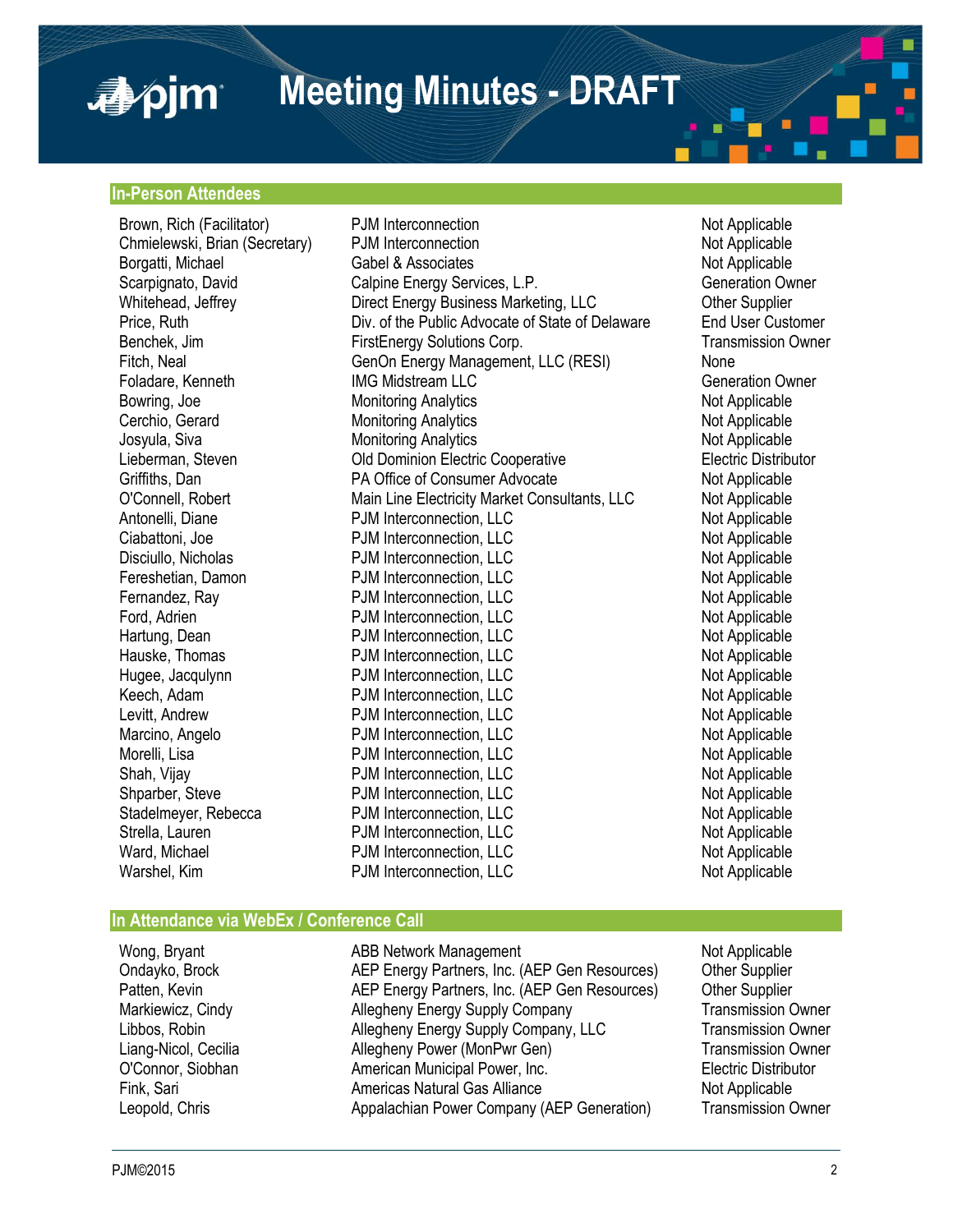## In-Person Attendees

| | | |
|---|---|---|
| Brown, Rich (Facilitator) | PJM Interconnection | Not Applicable |
| Chmielewski, Brian (Secretary) | PJM Interconnection | Not Applicable |
| Borgatti, Michael | Gabel & Associates | Not Applicable |
| Scarpignato, David | Calpine Energy Services, L.P. | Generation Owner |
| Whitehead, Jeffrey | Direct Energy Business Marketing, LLC | Other Supplier |
| Price, Ruth | Div. of the Public Advocate of State of Delaware | End User Customer |
| Benchek, Jim | FirstEnergy Solutions Corp. | Transmission Owner |
| Fitch, Neal | GenOn Energy Management, LLC (RESI) | None |
| Foladare, Kenneth | IMG Midstream LLC | Generation Owner |
| Bowring, Joe | Monitoring Analytics | Not Applicable |
| Cerchio, Gerard | Monitoring Analytics | Not Applicable |
| Josyula, Siva | Monitoring Analytics | Not Applicable |
| Lieberman, Steven | Old Dominion Electric Cooperative | Electric Distributor |
| Griffiths, Dan | PA Office of Consumer Advocate | Not Applicable |
| O'Connell, Robert | Main Line Electricity Market Consultants, LLC | Not Applicable |
| Antonelli, Diane | PJM Interconnection, LLC | Not Applicable |
| Ciabattoni, Joe | PJM Interconnection, LLC | Not Applicable |
| Disciullo, Nicholas | PJM Interconnection, LLC | Not Applicable |
| Fereshetian, Damon | PJM Interconnection, LLC | Not Applicable |
| Fernandez, Ray | PJM Interconnection, LLC | Not Applicable |
| Ford, Adrien | PJM Interconnection, LLC | Not Applicable |
| Hartung, Dean | PJM Interconnection, LLC | Not Applicable |
| Hauske, Thomas | PJM Interconnection, LLC | Not Applicable |
| Hugee, Jacqulynn | PJM Interconnection, LLC | Not Applicable |
| Keech, Adam | PJM Interconnection, LLC | Not Applicable |
| Levitt, Andrew | PJM Interconnection, LLC | Not Applicable |
| Marcino, Angelo | PJM Interconnection, LLC | Not Applicable |
| Morelli, Lisa | PJM Interconnection, LLC | Not Applicable |
| Shah, Vijay | PJM Interconnection, LLC | Not Applicable |
| Shparber, Steve | PJM Interconnection, LLC | Not Applicable |
| Stadelmeyer, Rebecca | PJM Interconnection, LLC | Not Applicable |
| Strella, Lauren | PJM Interconnection, LLC | Not Applicable |
| Ward, Michael | PJM Interconnection, LLC | Not Applicable |
| Warshel, Kim | PJM Interconnection, LLC | Not Applicable |

## In Attendance via WebEx / Conference Call

| | | |
|---|---|---|
| Wong, Bryant | ABB Network Management | Not Applicable |
| Ondayko, Brock | AEP Energy Partners, Inc. (AEP Gen Resources) | Other Supplier |
| Patten, Kevin | AEP Energy Partners, Inc. (AEP Gen Resources) | Other Supplier |
| Markiewicz, Cindy | Allegheny Energy Supply Company | Transmission Owner |
| Libbos, Robin | Allegheny Energy Supply Company, LLC | Transmission Owner |
| Liang-Nicol, Cecilia | Allegheny Power (MonPwr Gen) | Transmission Owner |
| O'Connor, Siobhan | American Municipal Power, Inc. | Electric Distributor |
| Fink, Sari | Americas Natural Gas Alliance | Not Applicable |
| Leopold, Chris | Appalachian Power Company (AEP Generation) | Transmission Owner |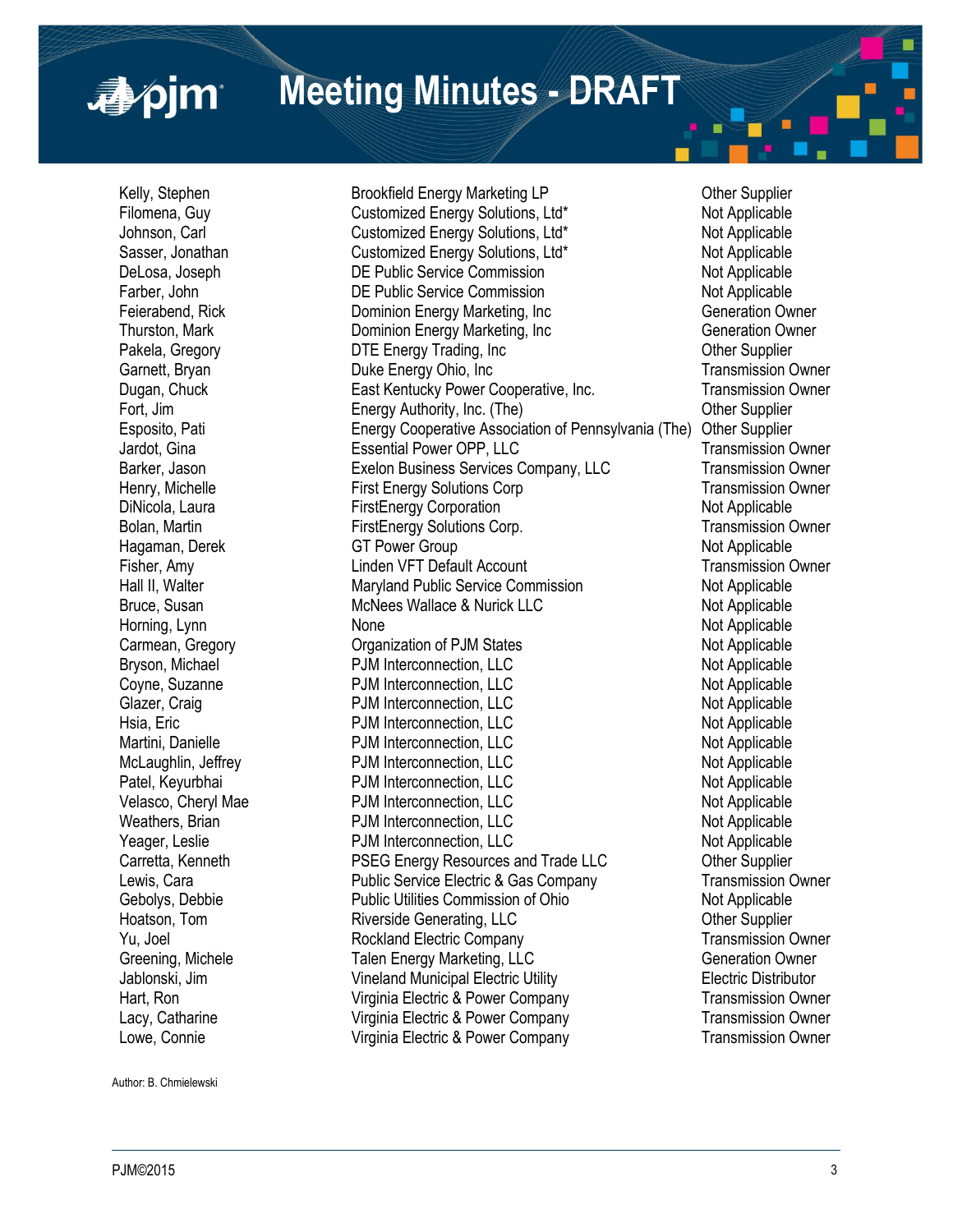| | | |
|---|---|---|
| Kelly, Stephen | Brookfield Energy Marketing LP | Other Supplier |
| Filomena, Guy | Customized Energy Solutions, Ltd* | Not Applicable |
| Johnson, Carl | Customized Energy Solutions, Ltd* | Not Applicable |
| Sasser, Jonathan | Customized Energy Solutions, Ltd* | Not Applicable |
| DeLosa, Joseph | DE Public Service Commission | Not Applicable |
| Farber, John | DE Public Service Commission | Not Applicable |
| Feierabend, Rick | Dominion Energy Marketing, Inc | Generation Owner |
| Thurston, Mark | Dominion Energy Marketing, Inc | Generation Owner |
| Pakela, Gregory | DTE Energy Trading, Inc | Other Supplier |
| Garnett, Bryan | Duke Energy Ohio, Inc | Transmission Owner |
| Dugan, Chuck | East Kentucky Power Cooperative, Inc. | Transmission Owner |
| Fort, Jim | Energy Authority, Inc. (The) | Other Supplier |
| Esposito, Pati | Energy Cooperative Association of Pennsylvania (The) | Other Supplier |
| Jardot, Gina | Essential Power OPP, LLC | Transmission Owner |
| Barker, Jason | Exelon Business Services Company, LLC | Transmission Owner |
| Henry, Michelle | First Energy Solutions Corp | Transmission Owner |
| DiNicola, Laura | FirstEnergy Corporation | Not Applicable |
| Bolan, Martin | FirstEnergy Solutions Corp. | Transmission Owner |
| Hagaman, Derek | GT Power Group | Not Applicable |
| Fisher, Amy | Linden VFT Default Account | Transmission Owner |
| Hall II, Walter | Maryland Public Service Commission | Not Applicable |
| Bruce, Susan | McNees Wallace & Nurick LLC | Not Applicable |
| Horning, Lynn | None | Not Applicable |
| Carmean, Gregory | Organization of PJM States | Not Applicable |
| Bryson, Michael | PJM Interconnection, LLC | Not Applicable |
| Coyne, Suzanne | PJM Interconnection, LLC | Not Applicable |
| Glazer, Craig | PJM Interconnection, LLC | Not Applicable |
| Hsia, Eric | PJM Interconnection, LLC | Not Applicable |
| Martini, Danielle | PJM Interconnection, LLC | Not Applicable |
| McLaughlin, Jeffrey | PJM Interconnection, LLC | Not Applicable |
| Patel, Keyurbhai | PJM Interconnection, LLC | Not Applicable |
| Velasco, Cheryl Mae | PJM Interconnection, LLC | Not Applicable |
| Weathers, Brian | PJM Interconnection, LLC | Not Applicable |
| Yeager, Leslie | PJM Interconnection, LLC | Not Applicable |
| Carretta, Kenneth | PSEG Energy Resources and Trade LLC | Other Supplier |
| Lewis, Cara | Public Service Electric & Gas Company | Transmission Owner |
| Gebolys, Debbie | Public Utilities Commission of Ohio | Not Applicable |
| Hoatson, Tom | Riverside Generating, LLC | Other Supplier |
| Yu, Joel | Rockland Electric Company | Transmission Owner |
| Greening, Michele | Talen Energy Marketing, LLC | Generation Owner |
| Jablonski, Jim | Vineland Municipal Electric Utility | Electric Distributor |
| Hart, Ron | Virginia Electric & Power Company | Transmission Owner |
| Lacy, Catharine | Virginia Electric & Power Company | Transmission Owner |
| Lowe, Connie | Virginia Electric & Power Company | Transmission Owner |

Author: B. Chmielewski